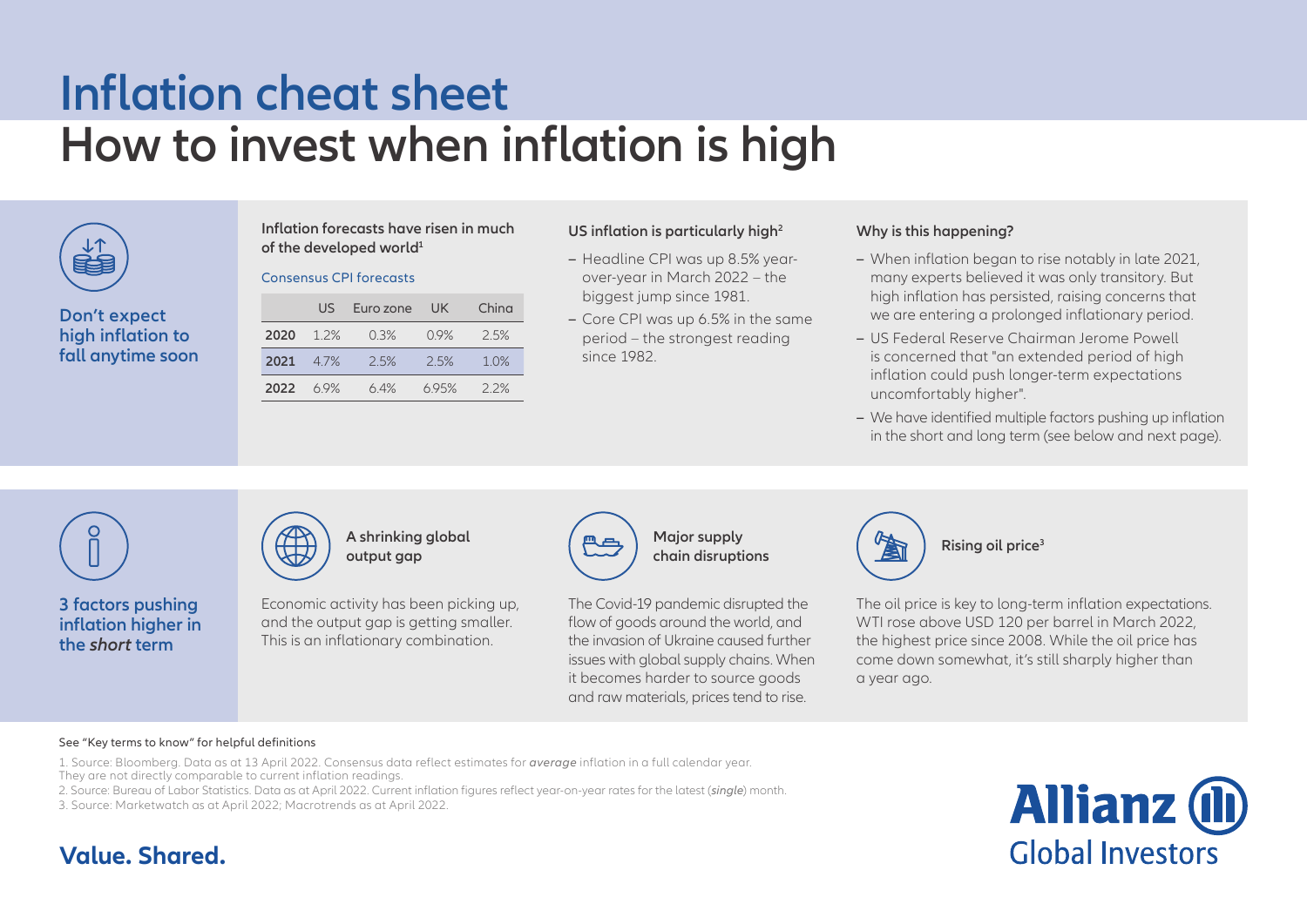# Inflation cheat sheet

# How to invest when inflation is high

## Don't expect high inflation to fall anytime soon

**Inflation forecasts have risen in much of the developed world**[1]

Consensus CPI forecasts

| | US | Euro zone | UK | China |
|---|---|---|---|---|
| **2020** | 1.2% | 0.3% | 0.9% | 2.5% |
| **2021** | 4.7% | 2.5% | 2.5% | 1.0% |
| **2022** | 6.9% | 6.4% | 6.95% | 2.2% |

**US inflation is particularly high**[2]

- Headline CPI was up 8.5% year-over-year in March 2022 – the biggest jump since 1981.
- Core CPI was up 6.5% in the same period – the strongest reading since 1982.

**Why is this happening?**

- When inflation began to rise notably in late 2021, many experts believed it was only transitory. But high inflation has persisted, raising concerns that we are entering a prolonged inflationary period.
- US Federal Reserve Chairman Jerome Powell is concerned that "an extended period of high inflation could push longer-term expectations uncomfortably higher".
- We have identified multiple factors pushing up inflation in the short and long term (see below and next page).

## 3 factors pushing inflation higher in the *short* term

**A shrinking global output gap**

Economic activity has been picking up, and the output gap is getting smaller. This is an inflationary combination.

**Major supply chain disruptions**

The Covid-19 pandemic disrupted the flow of goods around the world, and the invasion of Ukraine caused further issues with global supply chains. When it becomes harder to source goods and raw materials, prices tend to rise.

**Rising oil price**[3]

The oil price is key to long-term inflation expectations. WTI rose above USD 120 per barrel in March 2022, the highest price since 2008. While the oil price has come down somewhat, it's still sharply higher than a year ago.

See "Key terms to know" for helpful definitions

1. Source: Bloomberg. Data as at 13 April 2022. Consensus data reflect estimates for ***average*** inflation in a full calendar year. They are not directly comparable to current inflation readings.
2. Source: Bureau of Labor Statistics. Data as at April 2022. Current inflation figures reflect year-on-year rates for the latest (***single***) month.
3. Source: Marketwatch as at April 2022; Macrotrends as at April 2022.

**Value. Shared.**

**Allianz Global Investors**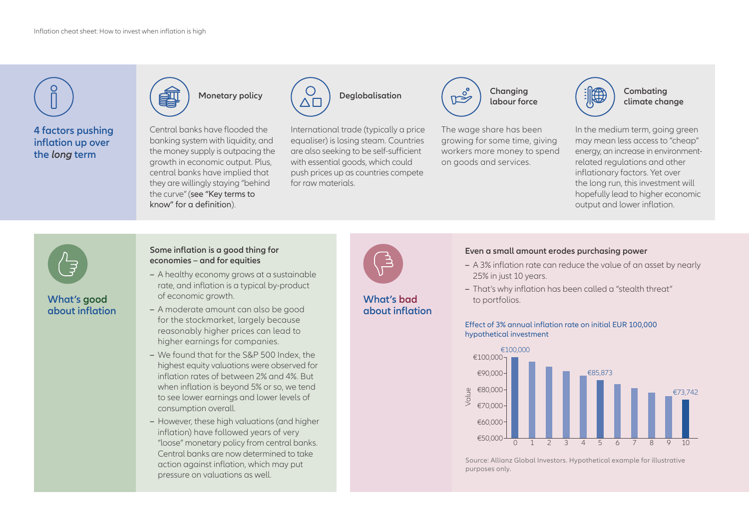## 4 factors pushing inflation up over the *long* term

### Monetary policy

Central banks have flooded the banking system with liquidity, and the money supply is outpacing the growth in economic output. Plus, central banks have implied that they are willingly staying "behind the curve" (see "Key terms to know" for a definition).

### Deglobalisation

International trade (typically a price equaliser) is losing steam. Countries are also seeking to be self-sufficient with essential goods, which could push prices up as countries compete for raw materials.

### Changing labour force

The wage share has been growing for some time, giving workers more money to spend on goods and services.

### Combating climate change

In the medium term, going green may mean less access to "cheap" energy, an increase in environment-related regulations and other inflationary factors. Yet over the long run, this investment will hopefully lead to higher economic output and lower inflation.

## What's good about inflation

**Some inflation is a good thing for economies – and for equities**

- A healthy economy grows at a sustainable rate, and inflation is a typical by-product of economic growth.
- A moderate amount can also be good for the stockmarket, largely because reasonably higher prices can lead to higher earnings for companies.
- We found that for the S&P 500 Index, the highest equity valuations were observed for inflation rates of between 2% and 4%. But when inflation is beyond 5% or so, we tend to see lower earnings and lower levels of consumption overall.
- However, these high valuations (and higher inflation) have followed years of very "loose" monetary policy from central banks. Central banks are now determined to take action against inflation, which may put pressure on valuations as well.

## What's bad about inflation

**Even a small amount erodes purchasing power**

- A 3% inflation rate can reduce the value of an asset by nearly 25% in just 10 years.
- That's why inflation has been called a "stealth threat" to portfolios.

Effect of 3% annual inflation rate on initial EUR 100,000 hypothetical investment

| Year | Value |
|---|---|
| 0 | €100,000 |
| 5 | €85,873 |
| 10 | €73,742 |

Source: Allianz Global Investors. Hypothetical example for illustrative purposes only.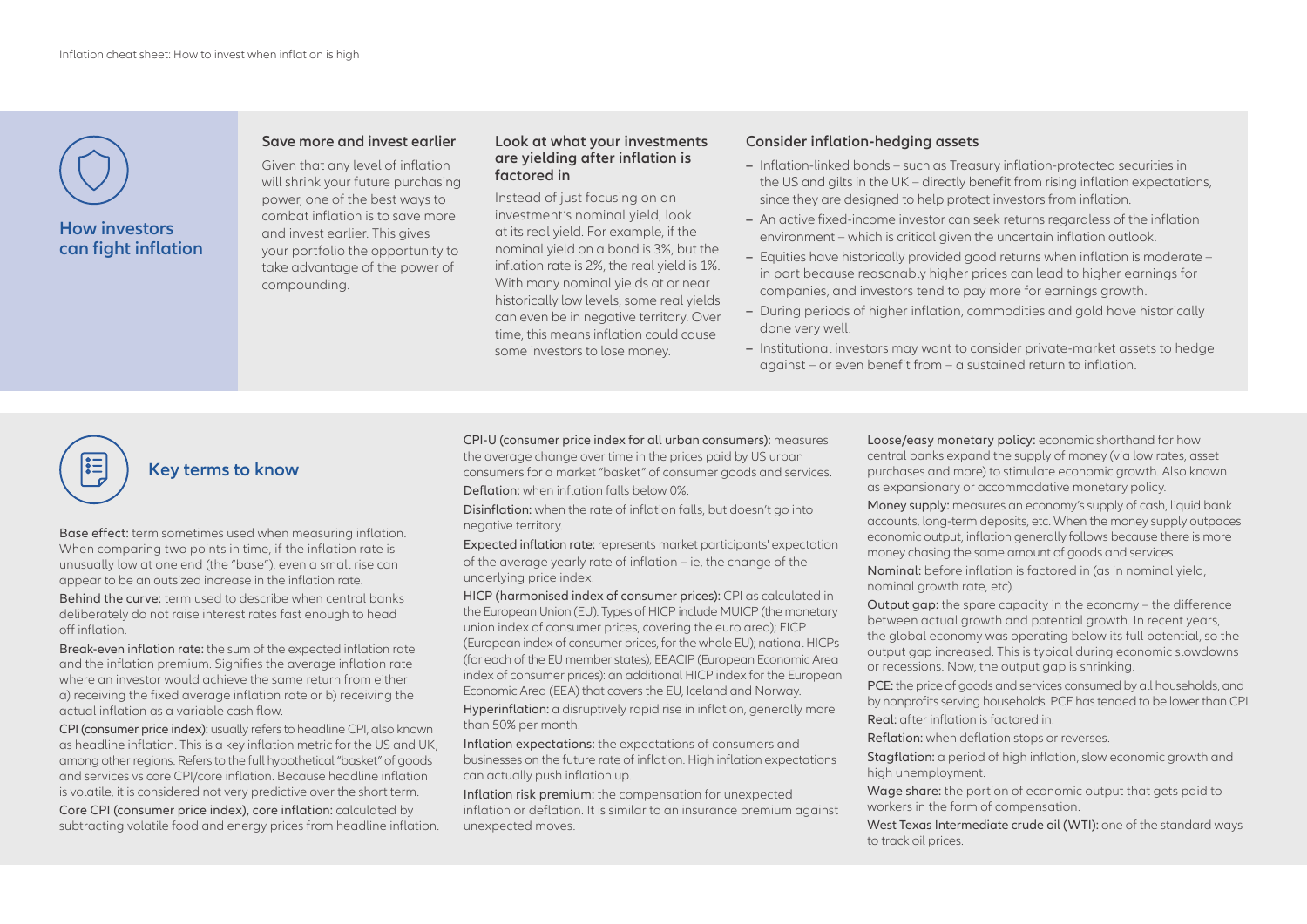## How investors can fight inflation

### Save more and invest earlier

Given that any level of inflation will shrink your future purchasing power, one of the best ways to combat inflation is to save more and invest earlier. This gives your portfolio the opportunity to take advantage of the power of compounding.

### Look at what your investments are yielding after inflation is factored in

Instead of just focusing on an investment's nominal yield, look at its real yield. For example, if the nominal yield on a bond is 3%, but the inflation rate is 2%, the real yield is 1%. With many nominal yields at or near historically low levels, some real yields can even be in negative territory. Over time, this means inflation could cause some investors to lose money.

### Consider inflation-hedging assets

- Inflation-linked bonds – such as Treasury inflation-protected securities in the US and gilts in the UK – directly benefit from rising inflation expectations, since they are designed to help protect investors from inflation.
- An active fixed-income investor can seek returns regardless of the inflation environment – which is critical given the uncertain inflation outlook.
- Equities have historically provided good returns when inflation is moderate – in part because reasonably higher prices can lead to higher earnings for companies, and investors tend to pay more for earnings growth.
- During periods of higher inflation, commodities and gold have historically done very well.
- Institutional investors may want to consider private-market assets to hedge against – or even benefit from – a sustained return to inflation.

## Key terms to know

**Base effect:** term sometimes used when measuring inflation. When comparing two points in time, if the inflation rate is unusually low at one end (the "base"), even a small rise can appear to be an outsized increase in the inflation rate.

**Behind the curve:** term used to describe when central banks deliberately do not raise interest rates fast enough to head off inflation.

**Break-even inflation rate:** the sum of the expected inflation rate and the inflation premium. Signifies the average inflation rate where an investor would achieve the same return from either a) receiving the fixed average inflation rate or b) receiving the actual inflation as a variable cash flow.

**CPI (consumer price index):** usually refers to headline CPI, also known as headline inflation. This is a key inflation metric for the US and UK, among other regions. Refers to the full hypothetical "basket" of goods and services vs core CPI/core inflation. Because headline inflation is volatile, it is considered not very predictive over the short term.

**Core CPI (consumer price index), core inflation:** calculated by subtracting volatile food and energy prices from headline inflation.

**CPI-U (consumer price index for all urban consumers):** measures the average change over time in the prices paid by US urban consumers for a market "basket" of consumer goods and services.

**Deflation:** when inflation falls below 0%.

**Disinflation:** when the rate of inflation falls, but doesn't go into negative territory.

**Expected inflation rate:** represents market participants' expectation of the average yearly rate of inflation – ie, the change of the underlying price index.

**HICP (harmonised index of consumer prices):** CPI as calculated in the European Union (EU). Types of HICP include MUICP (the monetary union index of consumer prices, covering the euro area); EICP (European index of consumer prices, for the whole EU); national HICPs (for each of the EU member states); EEACIP (European Economic Area index of consumer prices): an additional HICP index for the European Economic Area (EEA) that covers the EU, Iceland and Norway.

**Hyperinflation:** a disruptively rapid rise in inflation, generally more than 50% per month.

**Inflation expectations:** the expectations of consumers and businesses on the future rate of inflation. High inflation expectations can actually push inflation up.

**Inflation risk premium:** the compensation for unexpected inflation or deflation. It is similar to an insurance premium against unexpected moves.

**Loose/easy monetary policy:** economic shorthand for how central banks expand the supply of money (via low rates, asset purchases and more) to stimulate economic growth. Also known as expansionary or accommodative monetary policy.

**Money supply:** measures an economy's supply of cash, liquid bank accounts, long-term deposits, etc. When the money supply outpaces economic output, inflation generally follows because there is more money chasing the same amount of goods and services.

**Nominal:** before inflation is factored in (as in nominal yield, nominal growth rate, etc).

**Output gap:** the spare capacity in the economy – the difference between actual growth and potential growth. In recent years, the global economy was operating below its full potential, so the output gap increased. This is typical during economic slowdowns or recessions. Now, the output gap is shrinking.

**PCE:** the price of goods and services consumed by all households, and by nonprofits serving households. PCE has tended to be lower than CPI.

**Real:** after inflation is factored in.

**Reflation:** when deflation stops or reverses.

**Stagflation:** a period of high inflation, slow economic growth and high unemployment.

**Wage share:** the portion of economic output that gets paid to workers in the form of compensation.

**West Texas Intermediate crude oil (WTI):** one of the standard ways to track oil prices.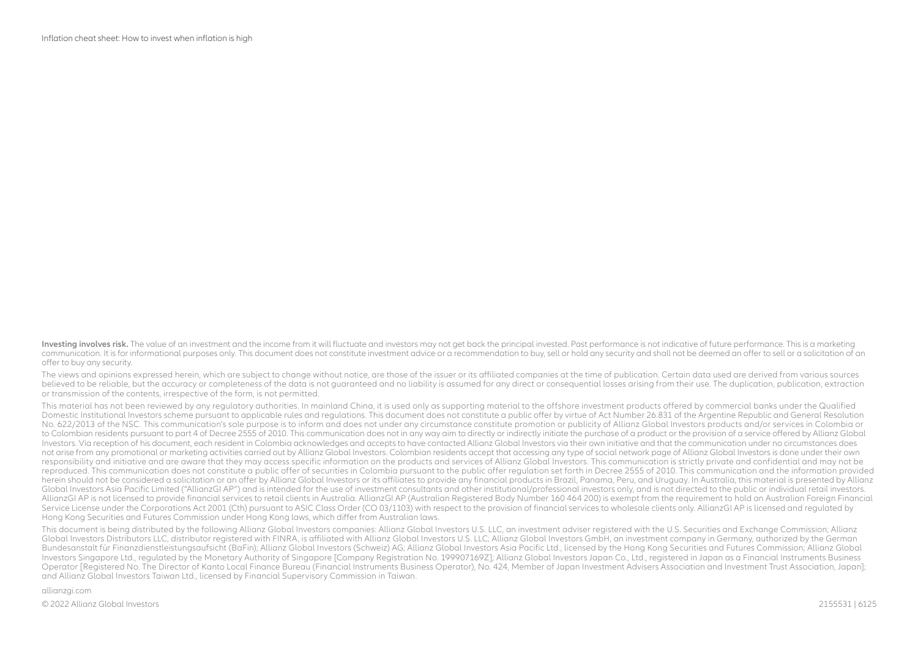**Investing involves risk.** The value of an investment and the income from it will fluctuate and investors may not get back the principal invested. Past performance is not indicative of future performance. This is a marketing communication. It is for informational purposes only. This document does not constitute investment advice or a recommendation to buy, sell or hold any security and shall not be deemed an offer to sell or a solicitation of an offer to buy any security.

The views and opinions expressed herein, which are subject to change without notice, are those of the issuer or its affiliated companies at the time of publication. Certain data used are derived from various sources believed to be reliable, but the accuracy or completeness of the data is not guaranteed and no liability is assumed for any direct or consequential losses arising from their use. The duplication, publication, extraction or transmission of the contents, irrespective of the form, is not permitted.

This material has not been reviewed by any regulatory authorities. In mainland China, it is used only as supporting material to the offshore investment products offered by commercial banks under the Qualified Domestic Institutional Investors scheme pursuant to applicable rules and regulations. This document does not constitute a public offer by virtue of Act Number 26.831 of the Argentine Republic and General Resolution No. 622/2013 of the NSC. This communication's sole purpose is to inform and does not under any circumstance constitute promotion or publicity of Allianz Global Investors products and/or services in Colombia or to Colombian residents pursuant to part 4 of Decree 2555 of 2010. This communication does not in any way aim to directly or indirectly initiate the purchase of a product or the provision of a service offered by Allianz Global Investors. Via reception of his document, each resident in Colombia acknowledges and accepts to have contacted Allianz Global Investors via their own initiative and that the communication under no circumstances does not arise from any promotional or marketing activities carried out by Allianz Global Investors. Colombian residents accept that accessing any type of social network page of Allianz Global Investors is done under their own responsibility and initiative and are aware that they may access specific information on the products and services of Allianz Global Investors. This communication is strictly private and confidential and may not be reproduced. This communication does not constitute a public offer of securities in Colombia pursuant to the public offer regulation set forth in Decree 2555 of 2010. This communication and the information provided herein should not be considered a solicitation or an offer by Allianz Global Investors or its affiliates to provide any financial products in Brazil, Panama, Peru, and Uruguay. In Australia, this material is presented by Allianz Global Investors Asia Pacific Limited ("AllianzGI AP") and is intended for the use of investment consultants and other institutional/professional investors only, and is not directed to the public or individual retail investors. AllianzGI AP is not licensed to provide financial services to retail clients in Australia. AllianzGI AP (Australian Registered Body Number 160 464 200) is exempt from the requirement to hold an Australian Foreign Financial Service License under the Corporations Act 2001 (Cth) pursuant to ASIC Class Order (CO 03/1103) with respect to the provision of financial services to wholesale clients only. AllianzGI AP is licensed and regulated by Hong Kong Securities and Futures Commission under Hong Kong laws, which differ from Australian laws.

This document is being distributed by the following Allianz Global Investors companies: Allianz Global Investors U.S. LLC, an investment adviser registered with the U.S. Securities and Exchange Commission; Allianz Global Investors Distributors LLC, distributor registered with FINRA, is affiliated with Allianz Global Investors U.S. LLC; Allianz Global Investors GmbH, an investment company in Germany, authorized by the German Bundesanstalt für Finanzdienstleistungsaufsicht (BaFin); Allianz Global Investors (Schweiz) AG; Allianz Global Investors Asia Pacific Ltd., licensed by the Hong Kong Securities and Futures Commission; Allianz Global Investors Singapore Ltd., regulated by the Monetary Authority of Singapore [Company Registration No. 199907169Z]; Allianz Global Investors Japan Co., Ltd., registered in Japan as a Financial Instruments Business Operator [Registered No. The Director of Kanto Local Finance Bureau (Financial Instruments Business Operator), No. 424, Member of Japan Investment Advisers Association and Investment Trust Association, Japan]; and Allianz Global Investors Taiwan Ltd., licensed by Financial Supervisory Commission in Taiwan.

allianzgi.com

© 2022 Allianz Global Investors

2155531 | 6125